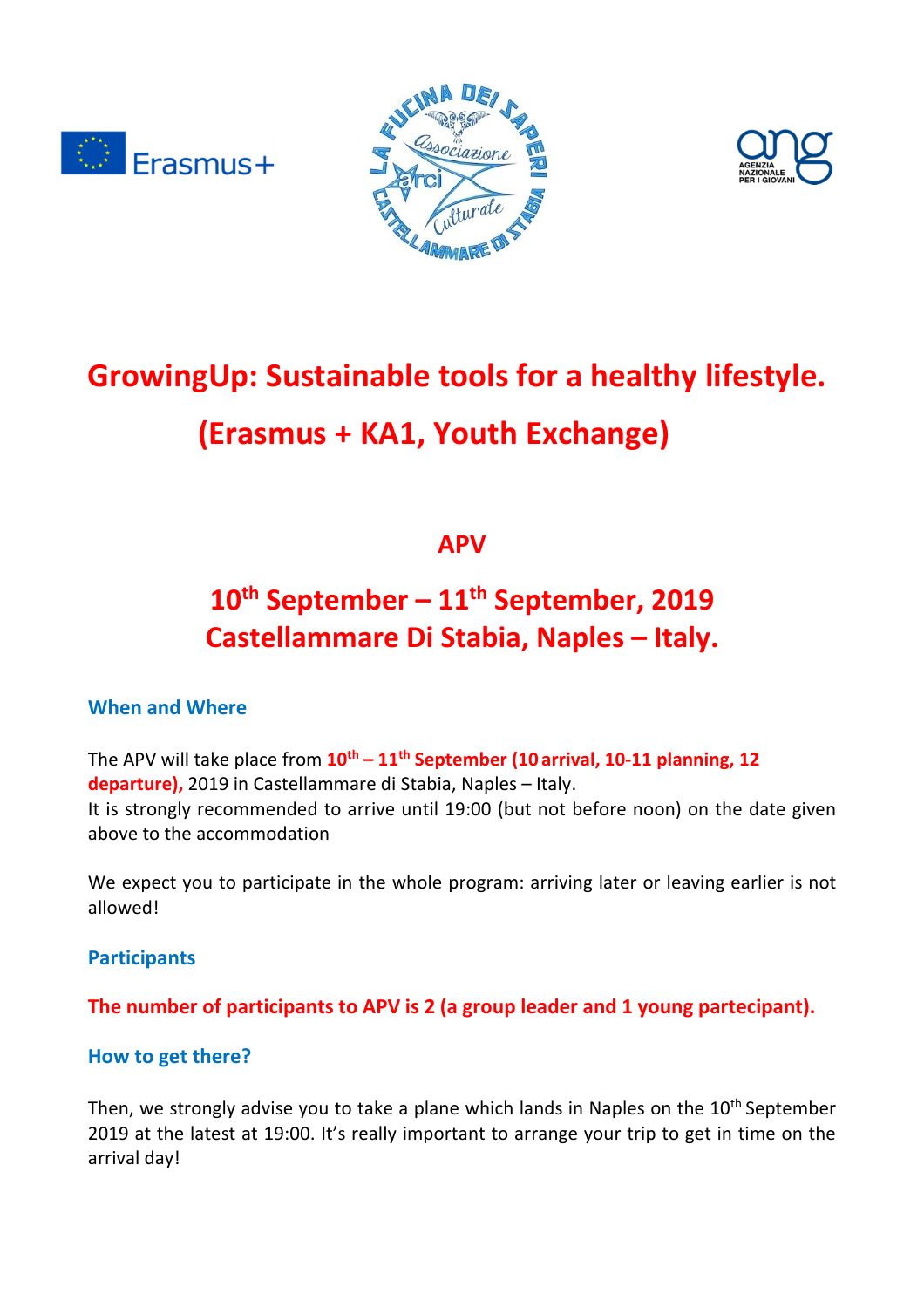# GrowingUp: Sustainable tools for a healthy lifestyle.

# (Erasmus + KA1, Youth Exchange)

## APV

## 10th September – 11th September, 2019
## Castellammare Di Stabia, Naples – Italy.

### When and Where

The APV will take place from **10th – 11th September (10 arrival, 10-11 planning, 12 departure),** 2019 in Castellammare di Stabia, Naples – Italy.
It is strongly recommended to arrive until 19:00 (but not before noon) on the date given above to the accommodation

We expect you to participate in the whole program: arriving later or leaving earlier is not allowed!

### Participants

**The number of participants to APV is 2 (a group leader and 1 young partecipant).**

### How to get there?

Then, we strongly advise you to take a plane which lands in Naples on the 10th September 2019 at the latest at 19:00. It's really important to arrange your trip to get in time on the arrival day!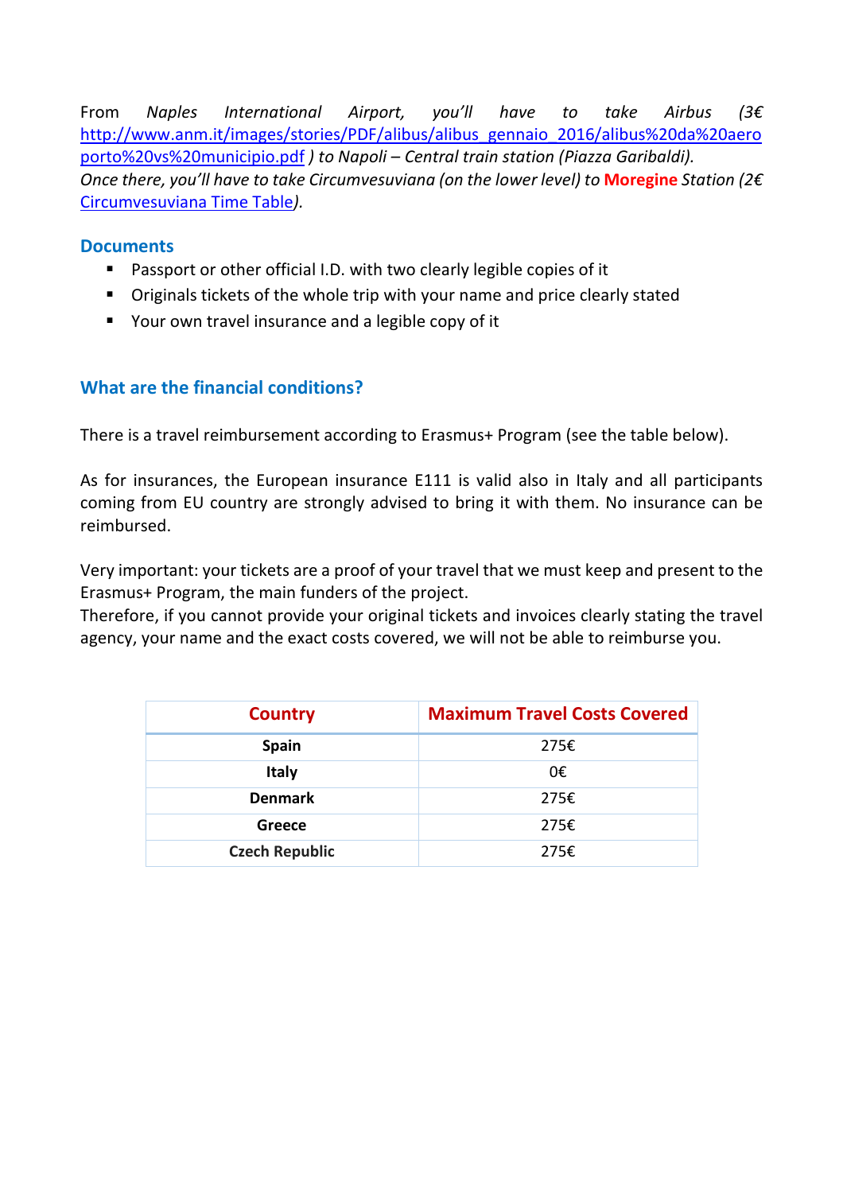From *Naples International Airport, you'll have to take Airbus (3€ [http://www.anm.it/images/stories/PDF/alibus/alibus_gennaio_2016/alibus%20da%20aeroporto%20vs%20municipio.pdf](http://www.anm.it/images/stories/PDF/alibus/alibus_gennaio_2016/alibus%20da%20aeroporto%20vs%20municipio.pdf) ) to Napoli – Central train station (Piazza Garibaldi).*
*Once there, you'll have to take Circumvesuviana (on the lower level) to* **Moregine** *Station (2€ Circumvesuviana Time Table).*

## Documents

- Passport or other official I.D. with two clearly legible copies of it
- Originals tickets of the whole trip with your name and price clearly stated
- Your own travel insurance and a legible copy of it

## What are the financial conditions?

There is a travel reimbursement according to Erasmus+ Program (see the table below).

As for insurances, the European insurance E111 is valid also in Italy and all participants coming from EU country are strongly advised to bring it with them. No insurance can be reimbursed.

Very important: your tickets are a proof of your travel that we must keep and present to the Erasmus+ Program, the main funders of the project.
Therefore, if you cannot provide your original tickets and invoices clearly stating the travel agency, your name and the exact costs covered, we will not be able to reimburse you.

| Country | Maximum Travel Costs Covered |
|---|---|
| **Spain** | 275€ |
| **Italy** | 0€ |
| **Denmark** | 275€ |
| **Greece** | 275€ |
| **Czech Republic** | 275€ |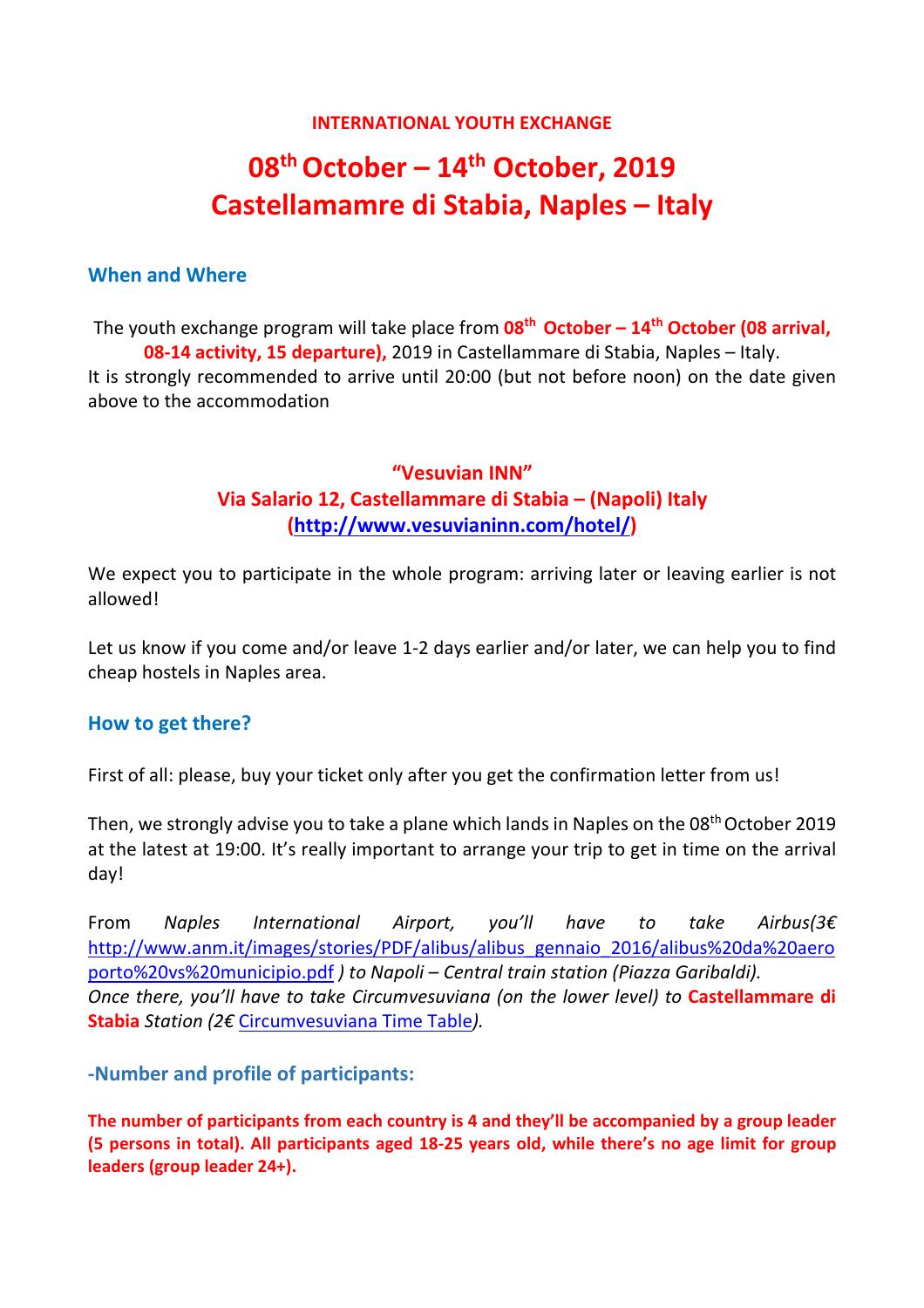**INTERNATIONAL YOUTH EXCHANGE**

# 08th October – 14th October, 2019
# Castellamamre di Stabia, Naples – Italy

## When and Where

The youth exchange program will take place from **08th October – 14th October (08 arrival, 08-14 activity, 15 departure),** 2019 in Castellammare di Stabia, Naples – Italy.
It is strongly recommended to arrive until 20:00 (but not before noon) on the date given above to the accommodation

**"Vesuvian INN"**
**Via Salario 12, Castellammare di Stabia – (Napoli) Italy**
**([http://www.vesuvianinn.com/hotel/](http://www.vesuvianinn.com/hotel/))**

We expect you to participate in the whole program: arriving later or leaving earlier is not allowed!

Let us know if you come and/or leave 1-2 days earlier and/or later, we can help you to find cheap hostels in Naples area.

## How to get there?

First of all: please, buy your ticket only after you get the confirmation letter from us!

Then, we strongly advise you to take a plane which lands in Naples on the 08th October 2019 at the latest at 19:00. It's really important to arrange your trip to get in time on the arrival day!

From *Naples International Airport, you'll have to take Airbus(3€* [http://www.anm.it/images/stories/PDF/alibus/alibus_gennaio_2016/alibus%20da%20aeroporto%20vs%20municipio.pdf](http://www.anm.it/images/stories/PDF/alibus/alibus_gennaio_2016/alibus%20da%20aeroporto%20vs%20municipio.pdf) *) to Napoli – Central train station (Piazza Garibaldi).*
*Once there, you'll have to take Circumvesuviana (on the lower level) to* **Castellammare di Stabia** *Station (2€* Circumvesuviana Time Table*).*

## -Number and profile of participants:

**The number of participants from each country is 4 and they'll be accompanied by a group leader (5 persons in total). All participants aged 18-25 years old, while there's no age limit for group leaders (group leader 24+).**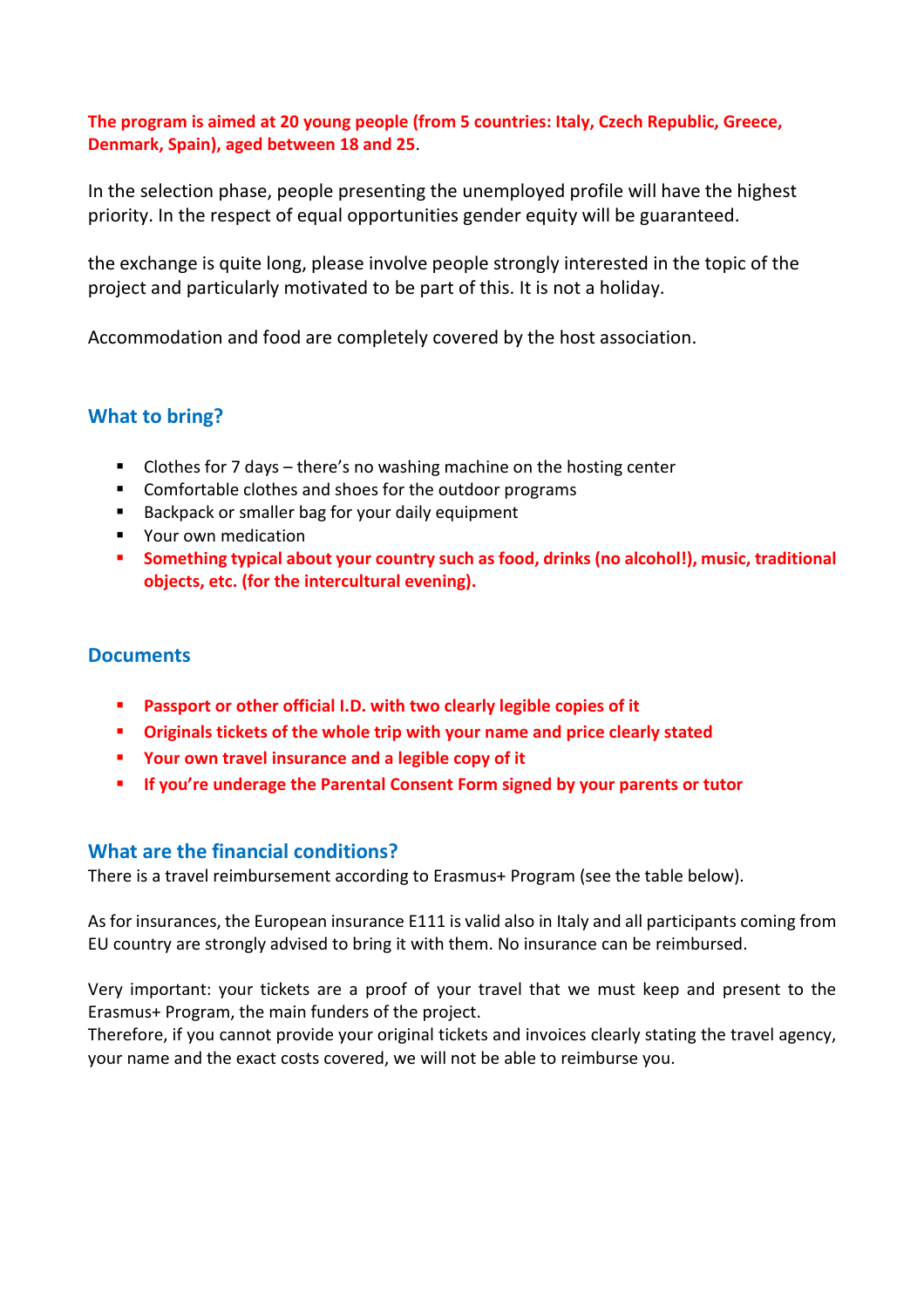**The program is aimed at 20 young people (from 5 countries: Italy, Czech Republic, Greece, Denmark, Spain), aged between 18 and 25**.

In the selection phase, people presenting the unemployed profile will have the highest priority. In the respect of equal opportunities gender equity will be guaranteed.

the exchange is quite long, please involve people strongly interested in the topic of the project and particularly motivated to be part of this. It is not a holiday.

Accommodation and food are completely covered by the host association.

## What to bring?

- Clothes for 7 days – there's no washing machine on the hosting center
- Comfortable clothes and shoes for the outdoor programs
- Backpack or smaller bag for your daily equipment
- Your own medication
- **Something typical about your country such as food, drinks (no alcohol!), music, traditional objects, etc. (for the intercultural evening).**

## Documents

- **Passport or other official I.D. with two clearly legible copies of it**
- **Originals tickets of the whole trip with your name and price clearly stated**
- **Your own travel insurance and a legible copy of it**
- **If you're underage the Parental Consent Form signed by your parents or tutor**

## What are the financial conditions?

There is a travel reimbursement according to Erasmus+ Program (see the table below).

As for insurances, the European insurance E111 is valid also in Italy and all participants coming from EU country are strongly advised to bring it with them. No insurance can be reimbursed.

Very important: your tickets are a proof of your travel that we must keep and present to the Erasmus+ Program, the main funders of the project.
Therefore, if you cannot provide your original tickets and invoices clearly stating the travel agency, your name and the exact costs covered, we will not be able to reimburse you.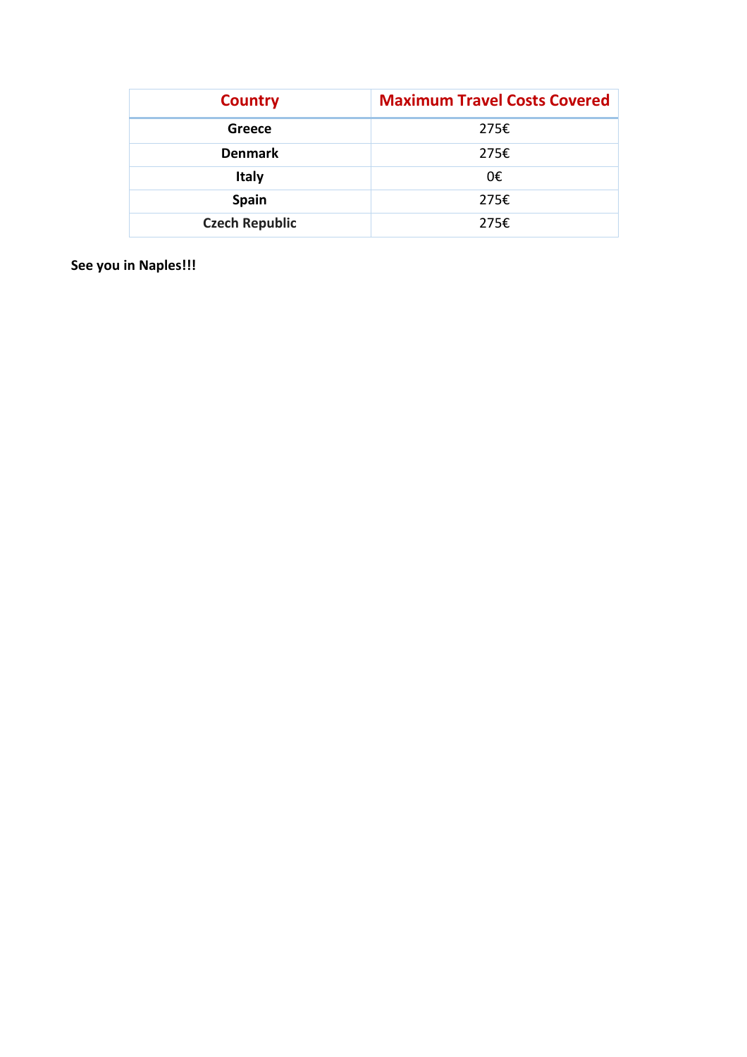| Country | Maximum Travel Costs Covered |
| --- | --- |
| **Greece** | 275€ |
| **Denmark** | 275€ |
| **Italy** | 0€ |
| **Spain** | 275€ |
| **Czech Republic** | 275€ |

**See you in Naples!!!**